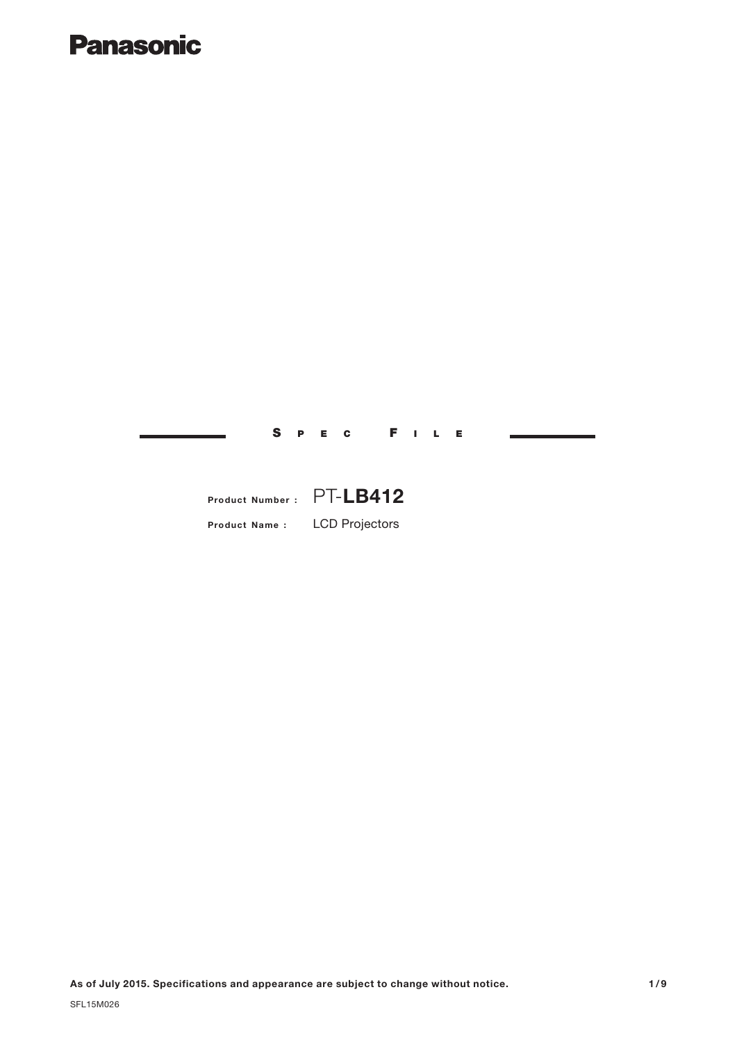**Panasonic**

## SPEC FILE

**Product Number :** PT-**LB412**

**Product Name :** LCD Projectors

**As of July 2015. Specifications and appearance are subject to change without notice.**

SFL15M026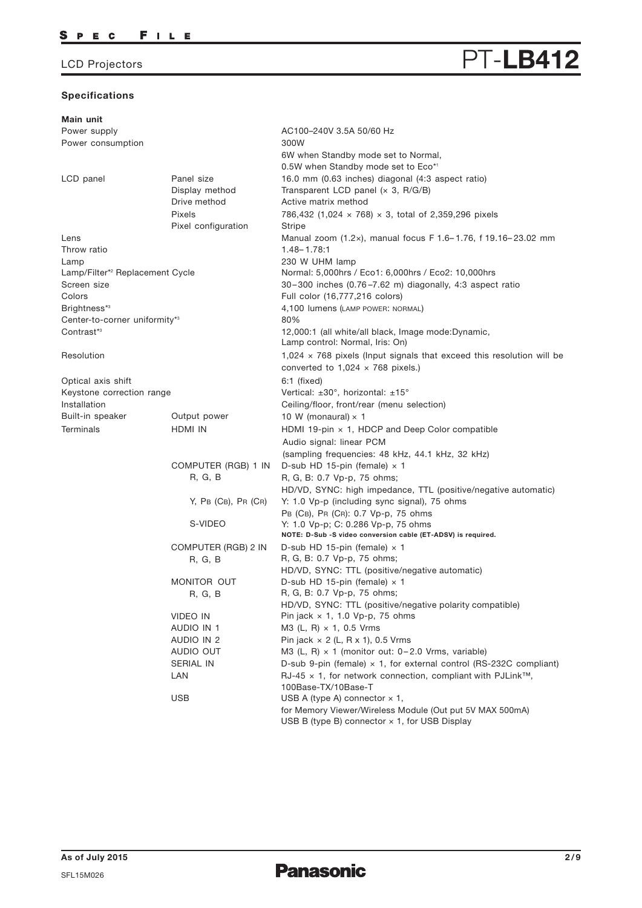# LCD Projectors PT-LB412

## Specifications

### Main unit

| | | |
|---|---|---|
| Power supply | | AC100–240V 3.5A 50/60 Hz |
| Power consumption | | 300W<br>6W when Standby mode set to Normal,<br>0.5W when Standby mode set to Eco*1 |
| LCD panel | Panel size | 16.0 mm (0.63 inches) diagonal (4:3 aspect ratio) |
| | Display method | Transparent LCD panel (× 3, R/G/B) |
| | Drive method | Active matrix method |
| | Pixels | 786,432 (1,024 × 768) × 3, total of 2,359,296 pixels |
| | Pixel configuration | Stripe |
| Lens | | Manual zoom (1.2×), manual focus F 1.6–1.76, f 19.16–23.02 mm |
| Throw ratio | | 1.48–1.78:1 |
| Lamp | | 230 W UHM lamp |
| Lamp/Filter*2 Replacement Cycle | | Normal: 5,000hrs / Eco1: 6,000hrs / Eco2: 10,000hrs |
| Screen size | | 30–300 inches (0.76–7.62 m) diagonally, 4:3 aspect ratio |
| Colors | | Full color (16,777,216 colors) |
| Brightness*3 | | 4,100 lumens (LAMP POWER: NORMAL) |
| Center-to-corner uniformity*3 | | 80% |
| Contrast*3 | | 12,000:1 (all white/all black, Image mode:Dynamic,<br>Lamp control: Normal, Iris: On) |
| Resolution | | 1,024 × 768 pixels (Input signals that exceed this resolution will be converted to 1,024 × 768 pixels.) |
| Optical axis shift | | 6:1 (fixed) |
| Keystone correction range | | Vertical: ±30°, horizontal: ±15° |
| Installation | | Ceiling/floor, front/rear (menu selection) |
| Built-in speaker | Output power | 10 W (monaural) × 1 |
| Terminals | HDMI IN | HDMI 19-pin × 1, HDCP and Deep Color compatible<br>Audio signal: linear PCM<br>(sampling frequencies: 48 kHz, 44.1 kHz, 32 kHz) |
| | COMPUTER (RGB) 1 IN | D-sub HD 15-pin (female) × 1 |
| | R, G, B | R, G, B: 0.7 Vp-p, 75 ohms;<br>HD/VD, SYNC: high impedance, TTL (positive/negative automatic) |
| | Y, PB (CB), PR (CR) | Y: 1.0 Vp-p (including sync signal), 75 ohms<br>PB (CB), PR (CR): 0.7 Vp-p, 75 ohms |
| | S-VIDEO | Y: 1.0 Vp-p; C: 0.286 Vp-p, 75 ohms<br>**NOTE: D-Sub -S video conversion cable (ET-ADSV) is required.** |
| | COMPUTER (RGB) 2 IN | D-sub HD 15-pin (female) × 1 |
| | R, G, B | R, G, B: 0.7 Vp-p, 75 ohms;<br>HD/VD, SYNC: TTL (positive/negative automatic) |
| | MONITOR OUT | D-sub HD 15-pin (female) × 1 |
| | R, G, B | R, G, B: 0.7 Vp-p, 75 ohms;<br>HD/VD, SYNC: TTL (positive/negative polarity compatible) |
| | VIDEO IN | Pin jack × 1, 1.0 Vp-p, 75 ohms |
| | AUDIO IN 1 | M3 (L, R) × 1, 0.5 Vrms |
| | AUDIO IN 2 | Pin jack × 2 (L, R x 1), 0.5 Vrms |
| | AUDIO OUT | M3 (L, R) × 1 (monitor out: 0–2.0 Vrms, variable) |
| | SERIAL IN | D-sub 9-pin (female) × 1, for external control (RS-232C compliant) |
| | LAN | RJ-45 × 1, for network connection, compliant with PJLink™,<br>100Base-TX/10Base-T |
| | USB | USB A (type A) connector × 1,<br>for Memory Viewer/Wireless Module (Out put 5V MAX 500mA)<br>USB B (type B) connector × 1, for USB Display |

As of July 2015

SFL15M026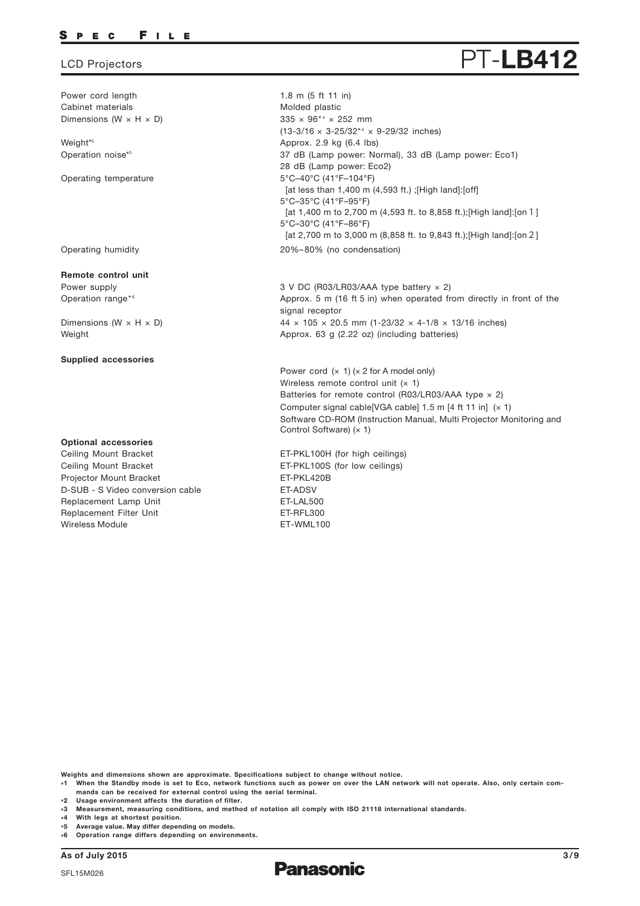# LCD Projectors PT-LB412

| | |
|---|---|
| Power cord length | 1.8 m (5 ft 11 in) |
| Cabinet materials | Molded plastic |
| Dimensions (W × H × D) | 335 × 96*4 × 252 mm<br>(13-3/16 × 3-25/32*4 × 9-29/32 inches) |
| Weight*5 | Approx. 2.9 kg (6.4 lbs) |
| Operation noise*3 | 37 dB (Lamp power: Normal), 33 dB (Lamp power: Eco1)<br>28 dB (Lamp power: Eco2) |
| Operating temperature | 5°C–40°C (41°F–104°F)<br>[at less than 1,400 m (4,593 ft.) ;[High land]:[off]<br>5°C–35°C (41°F–95°F)<br>[at 1,400 m to 2,700 m (4,593 ft. to 8,858 ft.);[High land]:[on 1]<br>5°C–30°C (41°F–86°F)<br>[at 2,700 m to 3,000 m (8,858 ft. to 9,843 ft.);[High land]:[on 2] |
| Operating humidity | 20%–80% (no condensation) |

**Remote control unit**

| | |
|---|---|
| Power supply | 3 V DC (R03/LR03/AAA type battery × 2) |
| Operation range*6 | Approx. 5 m (16 ft 5 in) when operated from directly in front of the signal receptor |
| Dimensions (W × H × D) | 44 × 105 × 20.5 mm (1-23/32 × 4-1/8 × 13/16 inches) |
| Weight | Approx. 63 g (2.22 oz) (including batteries) |

**Supplied accessories**

Power cord (× 1) (× 2 for A model only)
Wireless remote control unit (× 1)
Batteries for remote control (R03/LR03/AAA type × 2)
Computer signal cable[VGA cable] 1.5 m [4 ft 11 in] (× 1)
Software CD-ROM (Instruction Manual, Multi Projector Monitoring and Control Software) (× 1)

**Optional accessories**

| | |
|---|---|
| Ceiling Mount Bracket | ET-PKL100H (for high ceilings) |
| Ceiling Mount Bracket | ET-PKL100S (for low ceilings) |
| Projector Mount Bracket | ET-PKL420B |
| D-SUB - S Video conversion cable | ET-ADSV |
| Replacement Lamp Unit | ET-LAL500 |
| Replacement Filter Unit | ET-RFL300 |
| Wireless Module | ET-WML100 |

**Weights and dimensions shown are approximate. Specifications subject to change without notice.**

*1 When the Standby mode is set to Eco, network functions such as power on over the LAN network will not operate. Also, only certain commands can be received for external control using the serial terminal.
*2 Usage environment affects the duration of filter.
*3 Measurement, measuring conditions, and method of notation all comply with ISO 21118 international standards.
*4 With legs at shortest position.
*5 Average value. May differ depending on models.
*6 Operation range differs depending on environments.

As of July 2015

SFL15M026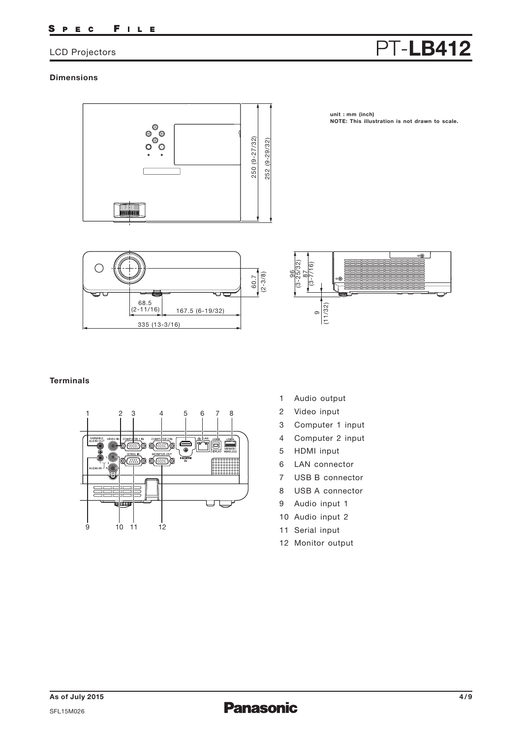## LCD Projectors — PT-LB412

### Dimensions

unit : mm (inch)
**NOTE: This illustration is not drawn to scale.**

250 (9-27/32)
252 (9-29/32)
60.7 (2-3/8)
68.5 (2-11/16)
167.5 (6-19/32)
335 (13-3/16)
96 (3-25/32)
87 (3-7/16)
9 (11/32)

### Terminals

1. Audio output
2. Video input
3. Computer 1 input
4. Computer 2 input
5. HDMI input
6. LAN connector
7. USB B connector
8. USB A connector
9. Audio input 1
10. Audio input 2
11. Serial input
12. Monitor output

As of July 2015

SFL15M026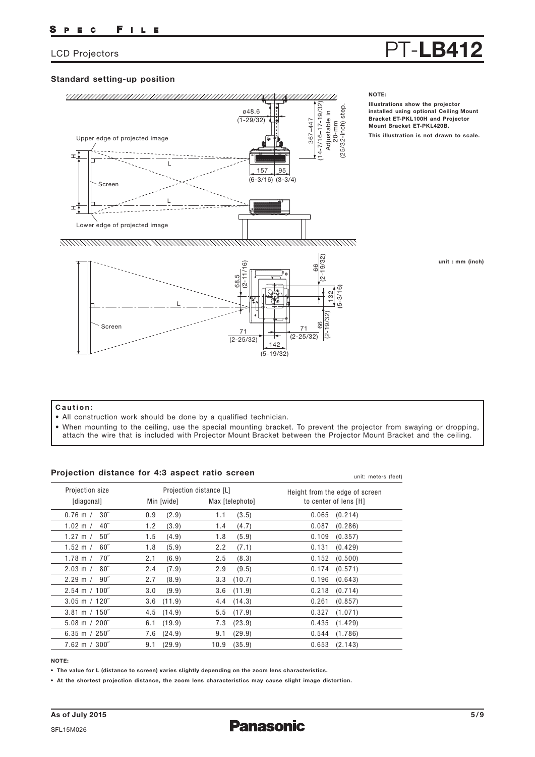## Standard setting-up position

**NOTE:**

**Illustrations show the projector installed using optional Ceiling Mount Bracket ET-PKL100H and Projector Mount Bracket ET-PKL420B.**

**This illustration is not drawn to scale.**

**unit : mm (inch)**

### Caution:

- All construction work should be done by a qualified technician.
- When mounting to the ceiling, use the special mounting bracket. To prevent the projector from swaying or dropping, attach the wire that is included with Projector Mount Bracket between the Projector Mount Bracket and the ceiling.

### Projection distance for 4:3 aspect ratio screen

unit: meters (feet)

| Projection size [diagonal] | Projection distance [L] Min [wide] | Projection distance [L] Max [telephoto] | Height from the edge of screen to center of lens [H] |
|---|---|---|---|
| 0.76 m / 30″ | 0.9 (2.9) | 1.1 (3.5) | 0.065 (0.214) |
| 1.02 m / 40″ | 1.2 (3.9) | 1.4 (4.7) | 0.087 (0.286) |
| 1.27 m / 50″ | 1.5 (4.9) | 1.8 (5.9) | 0.109 (0.357) |
| 1.52 m / 60″ | 1.8 (5.9) | 2.2 (7.1) | 0.131 (0.429) |
| 1.78 m / 70″ | 2.1 (6.9) | 2.5 (8.3) | 0.152 (0.500) |
| 2.03 m / 80″ | 2.4 (7.9) | 2.9 (9.5) | 0.174 (0.571) |
| 2.29 m / 90″ | 2.7 (8.9) | 3.3 (10.7) | 0.196 (0.643) |
| 2.54 m / 100″ | 3.0 (9.9) | 3.6 (11.9) | 0.218 (0.714) |
| 3.05 m / 120″ | 3.6 (11.9) | 4.4 (14.3) | 0.261 (0.857) |
| 3.81 m / 150″ | 4.5 (14.9) | 5.5 (17.9) | 0.327 (1.071) |
| 5.08 m / 200″ | 6.1 (19.9) | 7.3 (23.9) | 0.435 (1.429) |
| 6.35 m / 250″ | 7.6 (24.9) | 9.1 (29.9) | 0.544 (1.786) |
| 7.62 m / 300″ | 9.1 (29.9) | 10.9 (35.9) | 0.653 (2.143) |

**NOTE:**

- **The value for L (distance to screen) varies slightly depending on the zoom lens characteristics.**
- **At the shortest projection distance, the zoom lens characteristics may cause slight image distortion.**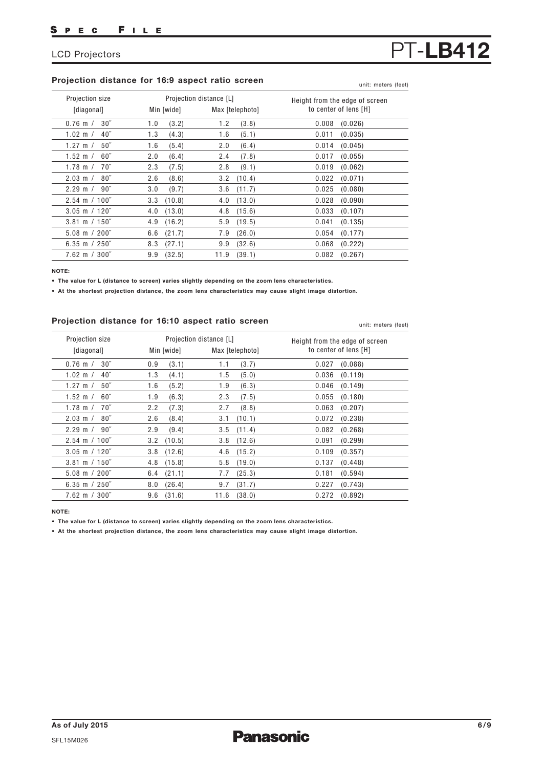## Projection distance for 16:9 aspect ratio screen

unit: meters (feet)

| Projection size [diagonal] | Projection distance [L] Min [wide] | Projection distance [L] Max [telephoto] | Height from the edge of screen to center of lens [H] |
|---|---|---|---|
| 0.76 m / 30″ | 1.0 (3.2) | 1.2 (3.8) | 0.008 (0.026) |
| 1.02 m / 40″ | 1.3 (4.3) | 1.6 (5.1) | 0.011 (0.035) |
| 1.27 m / 50″ | 1.6 (5.4) | 2.0 (6.4) | 0.014 (0.045) |
| 1.52 m / 60″ | 2.0 (6.4) | 2.4 (7.8) | 0.017 (0.055) |
| 1.78 m / 70″ | 2.3 (7.5) | 2.8 (9.1) | 0.019 (0.062) |
| 2.03 m / 80″ | 2.6 (8.6) | 3.2 (10.4) | 0.022 (0.071) |
| 2.29 m / 90″ | 3.0 (9.7) | 3.6 (11.7) | 0.025 (0.080) |
| 2.54 m / 100″ | 3.3 (10.8) | 4.0 (13.0) | 0.028 (0.090) |
| 3.05 m / 120″ | 4.0 (13.0) | 4.8 (15.6) | 0.033 (0.107) |
| 3.81 m / 150″ | 4.9 (16.2) | 5.9 (19.5) | 0.041 (0.135) |
| 5.08 m / 200″ | 6.6 (21.7) | 7.9 (26.0) | 0.054 (0.177) |
| 6.35 m / 250″ | 8.3 (27.1) | 9.9 (32.6) | 0.068 (0.222) |
| 7.62 m / 300″ | 9.9 (32.5) | 11.9 (39.1) | 0.082 (0.267) |

**NOTE:**

- **The value for L (distance to screen) varies slightly depending on the zoom lens characteristics.**
- **At the shortest projection distance, the zoom lens characteristics may cause slight image distortion.**

## Projection distance for 16:10 aspect ratio screen

unit: meters (feet)

| Projection size [diagonal] | Projection distance [L] Min [wide] | Projection distance [L] Max [telephoto] | Height from the edge of screen to center of lens [H] |
|---|---|---|---|
| 0.76 m / 30″ | 0.9 (3.1) | 1.1 (3.7) | 0.027 (0.088) |
| 1.02 m / 40″ | 1.3 (4.1) | 1.5 (5.0) | 0.036 (0.119) |
| 1.27 m / 50″ | 1.6 (5.2) | 1.9 (6.3) | 0.046 (0.149) |
| 1.52 m / 60″ | 1.9 (6.3) | 2.3 (7.5) | 0.055 (0.180) |
| 1.78 m / 70″ | 2.2 (7.3) | 2.7 (8.8) | 0.063 (0.207) |
| 2.03 m / 80″ | 2.6 (8.4) | 3.1 (10.1) | 0.072 (0.238) |
| 2.29 m / 90″ | 2.9 (9.4) | 3.5 (11.4) | 0.082 (0.268) |
| 2.54 m / 100″ | 3.2 (10.5) | 3.8 (12.6) | 0.091 (0.299) |
| 3.05 m / 120″ | 3.8 (12.6) | 4.6 (15.2) | 0.109 (0.357) |
| 3.81 m / 150″ | 4.8 (15.8) | 5.8 (19.0) | 0.137 (0.448) |
| 5.08 m / 200″ | 6.4 (21.1) | 7.7 (25.3) | 0.181 (0.594) |
| 6.35 m / 250″ | 8.0 (26.4) | 9.7 (31.7) | 0.227 (0.743) |
| 7.62 m / 300″ | 9.6 (31.6) | 11.6 (38.0) | 0.272 (0.892) |

**NOTE:**

- **The value for L (distance to screen) varies slightly depending on the zoom lens characteristics.**
- **At the shortest projection distance, the zoom lens characteristics may cause slight image distortion.**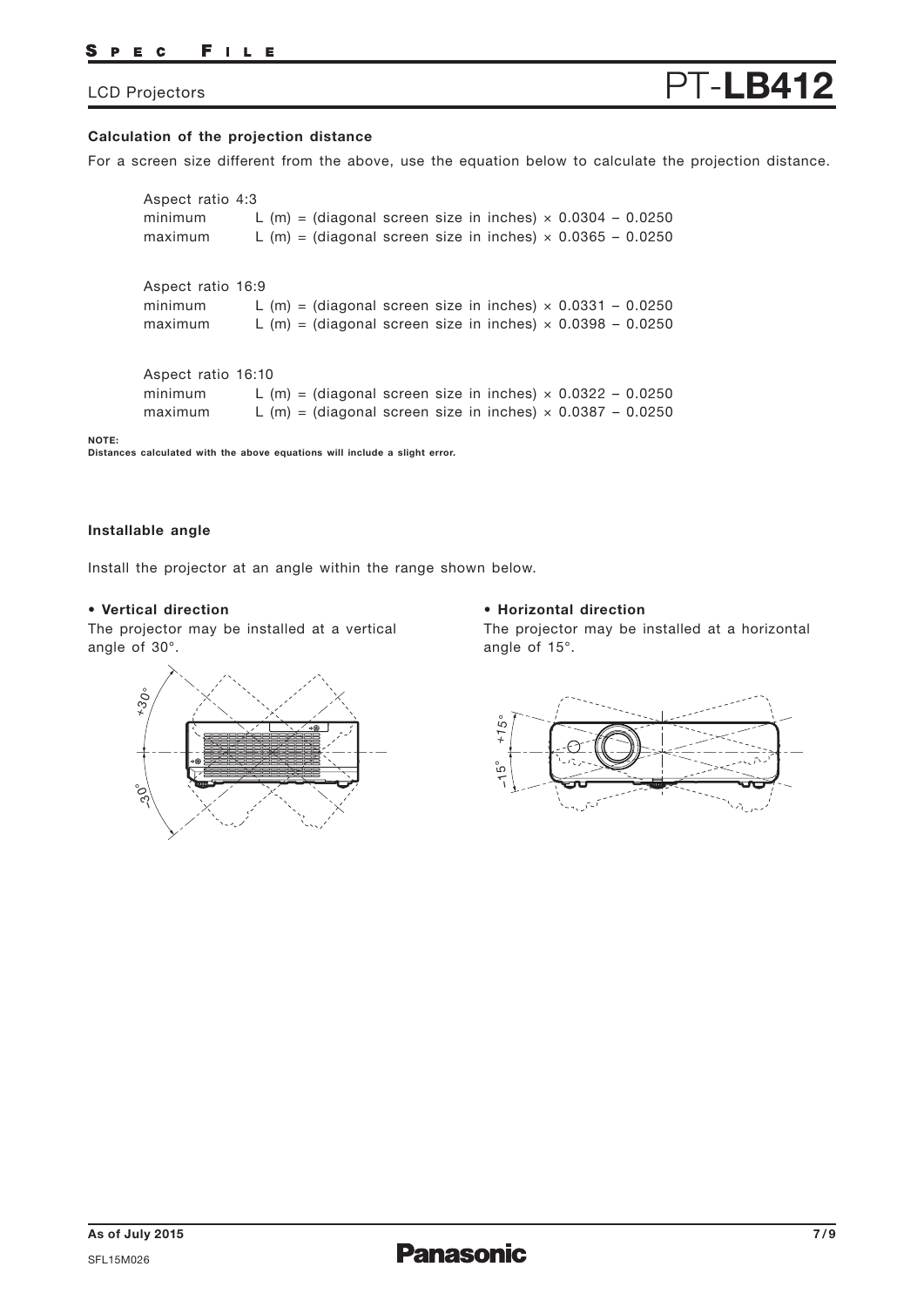### Calculation of the projection distance

For a screen size different from the above, use the equation below to calculate the projection distance.

Aspect ratio 4:3

minimum    L (m) = (diagonal screen size in inches) × 0.0304 – 0.0250
maximum    L (m) = (diagonal screen size in inches) × 0.0365 – 0.0250

Aspect ratio 16:9

minimum    L (m) = (diagonal screen size in inches) × 0.0331 – 0.0250
maximum    L (m) = (diagonal screen size in inches) × 0.0398 – 0.0250

Aspect ratio 16:10

minimum    L (m) = (diagonal screen size in inches) × 0.0322 – 0.0250
maximum    L (m) = (diagonal screen size in inches) × 0.0387 – 0.0250

**NOTE:**
**Distances calculated with the above equations will include a slight error.**

### Installable angle

Install the projector at an angle within the range shown below.

**• Vertical direction**

The projector may be installed at a vertical angle of 30°.

+30°
–30°

**• Horizontal direction**

The projector may be installed at a horizontal angle of 15°.

+15°
–15°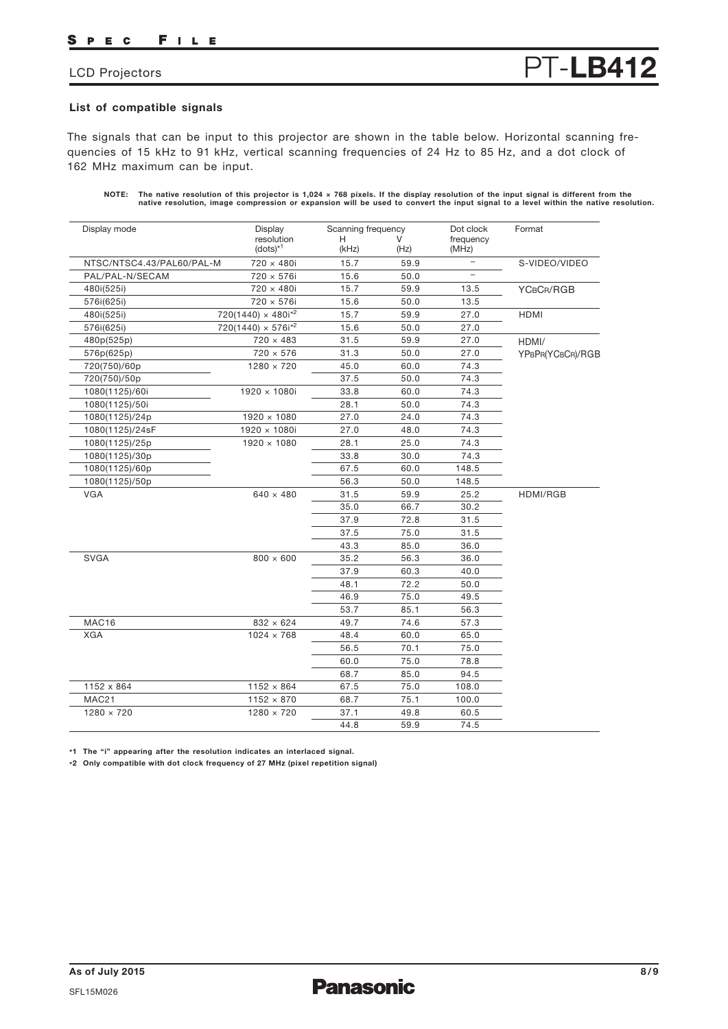## List of compatible signals

The signals that can be input to this projector are shown in the table below. Horizontal scanning frequencies of 15 kHz to 91 kHz, vertical scanning frequencies of 24 Hz to 85 Hz, and a dot clock of 162 MHz maximum can be input.

**NOTE: The native resolution of this projector is 1,024 × 768 pixels. If the display resolution of the input signal is different from the native resolution, image compression or expansion will be used to convert the input signal to a level within the native resolution.**

| Display mode | Display resolution (dots)[*1] | Scanning frequency H (kHz) | Scanning frequency V (Hz) | Dot clock frequency (MHz) | Format |
|---|---|---|---|---|---|
| NTSC/NTSC4.43/PAL60/PAL-M | 720 × 480i | 15.7 | 59.9 | – | S-VIDEO/VIDEO |
| PAL/PAL-N/SECAM | 720 × 576i | 15.6 | 50.0 | – | |
| 480i(525i) | 720 × 480i | 15.7 | 59.9 | 13.5 | YCBCR/RGB |
| 576i(625i) | 720 × 576i | 15.6 | 50.0 | 13.5 | |
| 480i(525i) | 720(1440) × 480i[*2] | 15.7 | 59.9 | 27.0 | HDMI |
| 576i(625i) | 720(1440) × 576i[*2] | 15.6 | 50.0 | 27.0 | |
| 480p(525p) | 720 × 483 | 31.5 | 59.9 | 27.0 | HDMI/ YPBPR(YCBCR)/RGB |
| 576p(625p) | 720 × 576 | 31.3 | 50.0 | 27.0 | |
| 720(750)/60p | 1280 × 720 | 45.0 | 60.0 | 74.3 | |
| 720(750)/50p | | 37.5 | 50.0 | 74.3 | |
| 1080(1125)/60i | 1920 × 1080i | 33.8 | 60.0 | 74.3 | |
| 1080(1125)/50i | | 28.1 | 50.0 | 74.3 | |
| 1080(1125)/24p | 1920 × 1080 | 27.0 | 24.0 | 74.3 | |
| 1080(1125)/24sF | 1920 × 1080i | 27.0 | 48.0 | 74.3 | |
| 1080(1125)/25p | 1920 × 1080 | 28.1 | 25.0 | 74.3 | |
| 1080(1125)/30p | | 33.8 | 30.0 | 74.3 | |
| 1080(1125)/60p | | 67.5 | 60.0 | 148.5 | |
| 1080(1125)/50p | | 56.3 | 50.0 | 148.5 | |
| VGA | 640 × 480 | 31.5 | 59.9 | 25.2 | HDMI/RGB |
| | | 35.0 | 66.7 | 30.2 | |
| | | 37.9 | 72.8 | 31.5 | |
| | | 37.5 | 75.0 | 31.5 | |
| | | 43.3 | 85.0 | 36.0 | |
| SVGA | 800 × 600 | 35.2 | 56.3 | 36.0 | |
| | | 37.9 | 60.3 | 40.0 | |
| | | 48.1 | 72.2 | 50.0 | |
| | | 46.9 | 75.0 | 49.5 | |
| | | 53.7 | 85.1 | 56.3 | |
| MAC16 | 832 × 624 | 49.7 | 74.6 | 57.3 | |
| XGA | 1024 × 768 | 48.4 | 60.0 | 65.0 | |
| | | 56.5 | 70.1 | 75.0 | |
| | | 60.0 | 75.0 | 78.8 | |
| | | 68.7 | 85.0 | 94.5 | |
| 1152 x 864 | 1152 × 864 | 67.5 | 75.0 | 108.0 | |
| MAC21 | 1152 × 870 | 68.7 | 75.1 | 100.0 | |
| 1280 × 720 | 1280 × 720 | 37.1 | 49.8 | 60.5 | |
| | | 44.8 | 59.9 | 74.5 | |

**\*1 The "i" appearing after the resolution indicates an interlaced signal.**

**\*2 Only compatible with dot clock frequency of 27 MHz (pixel repetition signal)**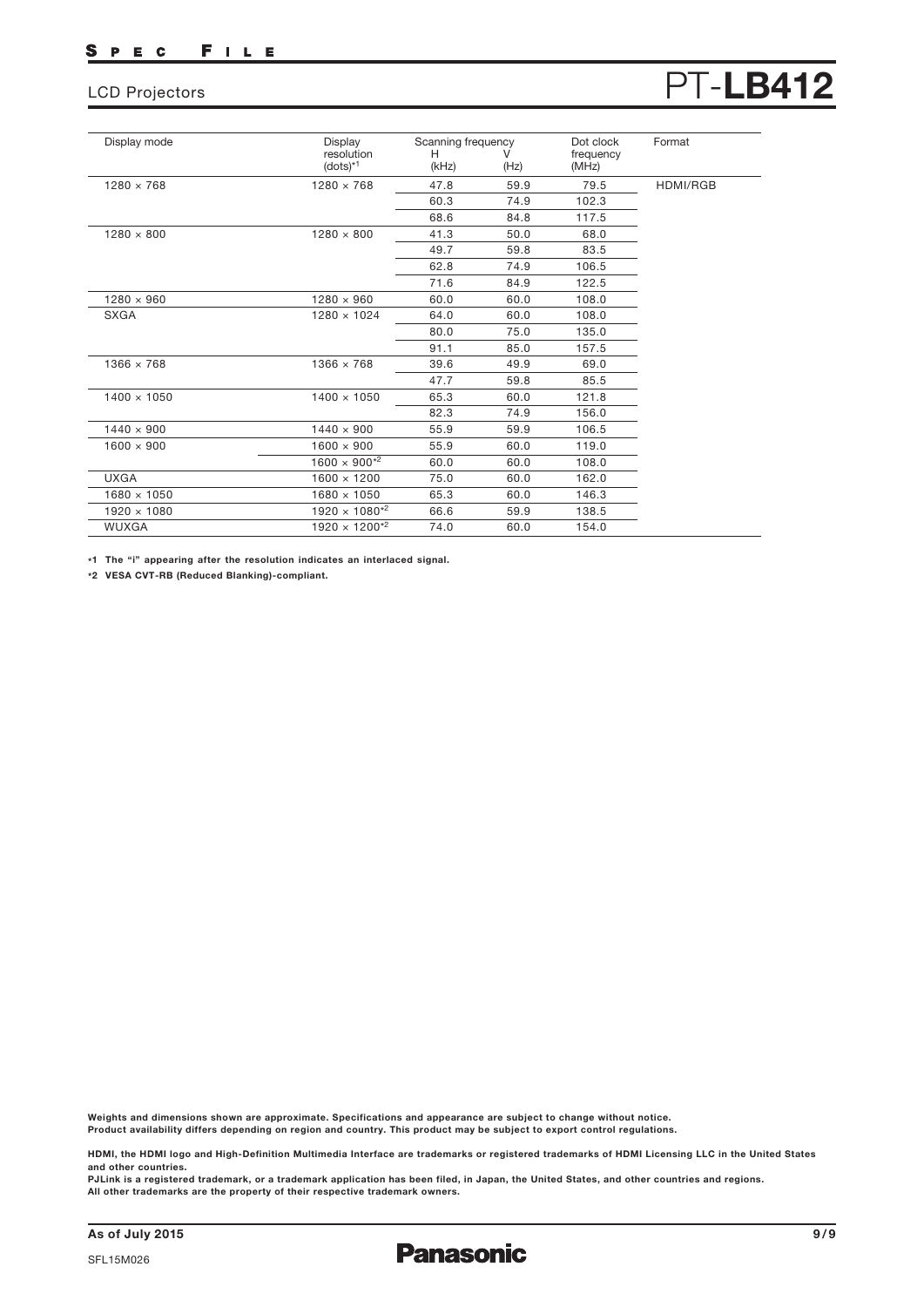# LCD Projectors

# PT-**LB412**

| Display mode | Display resolution (dots)[*1] | Scanning frequency H (kHz) | Scanning frequency V (Hz) | Dot clock frequency (MHz) | Format |
|---|---|---|---|---|---|
| 1280 × 768 | 1280 × 768 | 47.8 | 59.9 | 79.5 | HDMI/RGB |
| | | 60.3 | 74.9 | 102.3 | |
| | | 68.6 | 84.8 | 117.5 | |
| 1280 × 800 | 1280 × 800 | 41.3 | 50.0 | 68.0 | |
| | | 49.7 | 59.8 | 83.5 | |
| | | 62.8 | 74.9 | 106.5 | |
| | | 71.6 | 84.9 | 122.5 | |
| 1280 × 960 | 1280 × 960 | 60.0 | 60.0 | 108.0 | |
| SXGA | 1280 × 1024 | 64.0 | 60.0 | 108.0 | |
| | | 80.0 | 75.0 | 135.0 | |
| | | 91.1 | 85.0 | 157.5 | |
| 1366 × 768 | 1366 × 768 | 39.6 | 49.9 | 69.0 | |
| | | 47.7 | 59.8 | 85.5 | |
| 1400 × 1050 | 1400 × 1050 | 65.3 | 60.0 | 121.8 | |
| | | 82.3 | 74.9 | 156.0 | |
| 1440 × 900 | 1440 × 900 | 55.9 | 59.9 | 106.5 | |
| 1600 × 900 | 1600 × 900 | 55.9 | 60.0 | 119.0 | |
| | 1600 × 900[*2] | 60.0 | 60.0 | 108.0 | |
| UXGA | 1600 × 1200 | 75.0 | 60.0 | 162.0 | |
| 1680 × 1050 | 1680 × 1050 | 65.3 | 60.0 | 146.3 | |
| 1920 × 1080 | 1920 × 1080[*2] | 66.6 | 59.9 | 138.5 | |
| WUXGA | 1920 × 1200[*2] | 74.0 | 60.0 | 154.0 | |

**\*1 The "i" appearing after the resolution indicates an interlaced signal.**

**\*2 VESA CVT-RB (Reduced Blanking)-compliant.**

**Weights and dimensions shown are approximate. Specifications and appearance are subject to change without notice.**
**Product availability differs depending on region and country. This product may be subject to export control regulations.**

**HDMI, the HDMI logo and High-Definition Multimedia Interface are trademarks or registered trademarks of HDMI Licensing LLC in the United States and other countries.**
**PJLink is a registered trademark, or a trademark application has been filed, in Japan, the United States, and other countries and regions.**
**All other trademarks are the property of their respective trademark owners.**

**As of July 2015**

SFL15M026

**Panasonic**